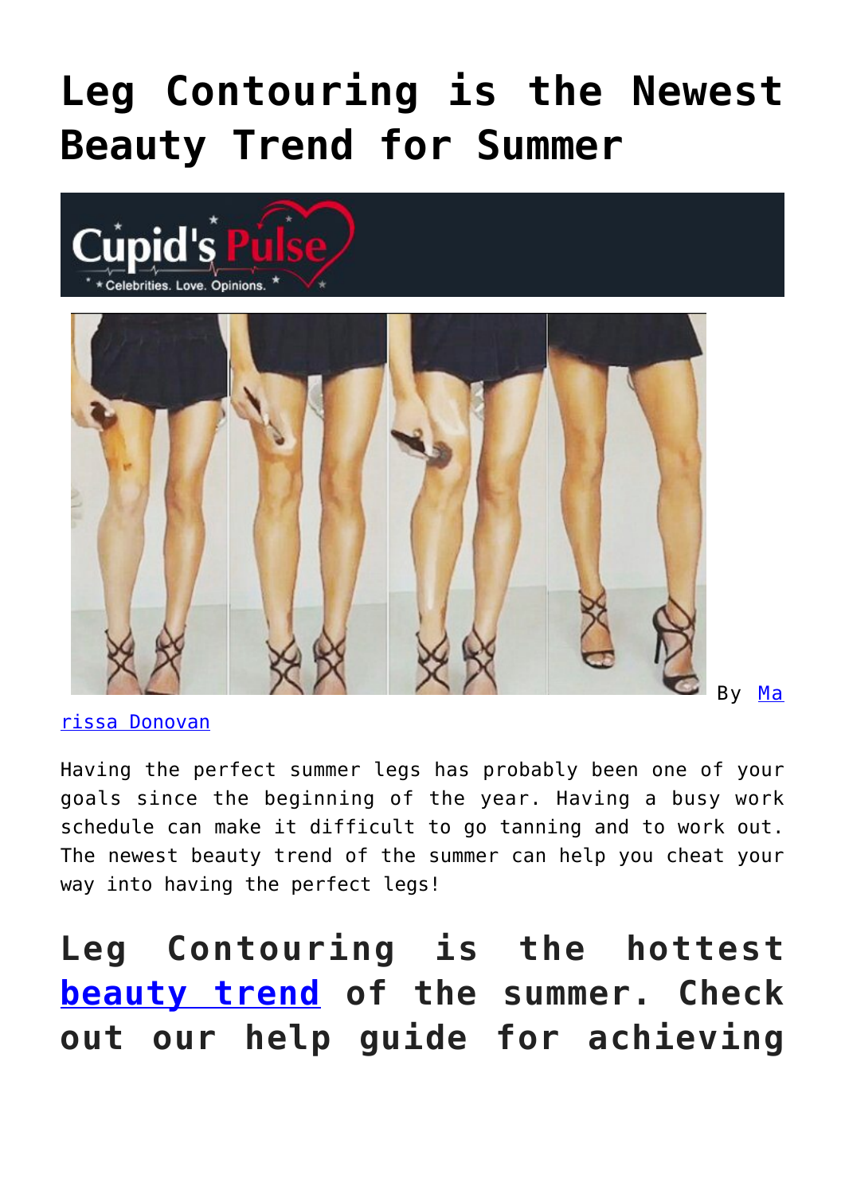# Leg Contouring is the Newest Beauty Trend for Summer

By Marissa Donovan

Having the perfect summer legs has probably been one of your goals since the beginning of the year. Having a busy work schedule can make it difficult to go tanning and to work out. The newest beauty trend of the summer can help you cheat your way into having the perfect legs!

## Leg Contouring is the hottest beauty trend of the summer. Check out our help guide for achieving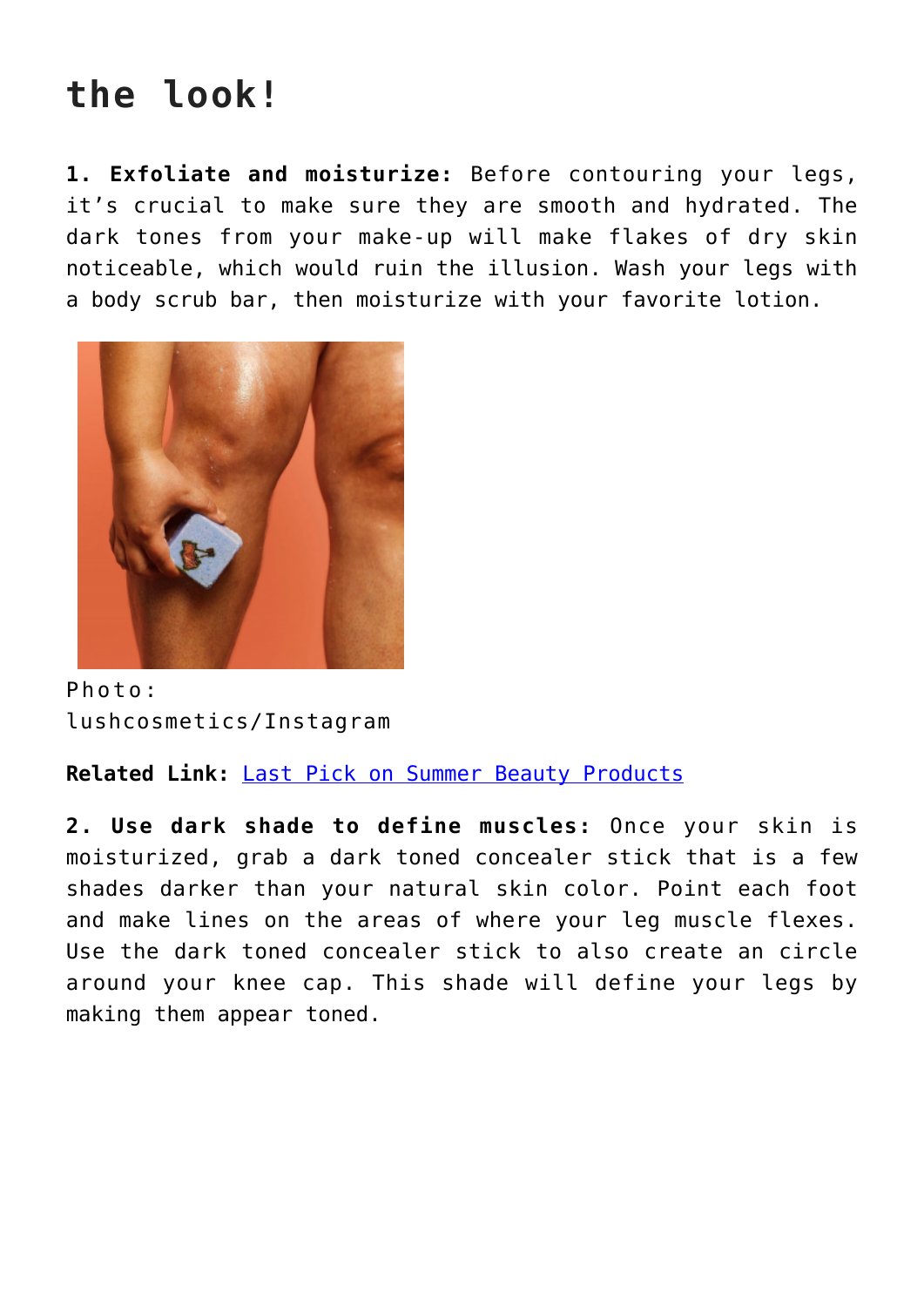## the look!

**1. Exfoliate and moisturize:** Before contouring your legs, it's crucial to make sure they are smooth and hydrated. The dark tones from your make-up will make flakes of dry skin noticeable, which would ruin the illusion. Wash your legs with a body scrub bar, then moisturize with your favorite lotion.

Photo: lushcosmetics/Instagram

**Related Link:** Last Pick on Summer Beauty Products

**2. Use dark shade to define muscles:** Once your skin is moisturized, grab a dark toned concealer stick that is a few shades darker than your natural skin color. Point each foot and make lines on the areas of where your leg muscle flexes. Use the dark toned concealer stick to also create an circle around your knee cap. This shade will define your legs by making them appear toned.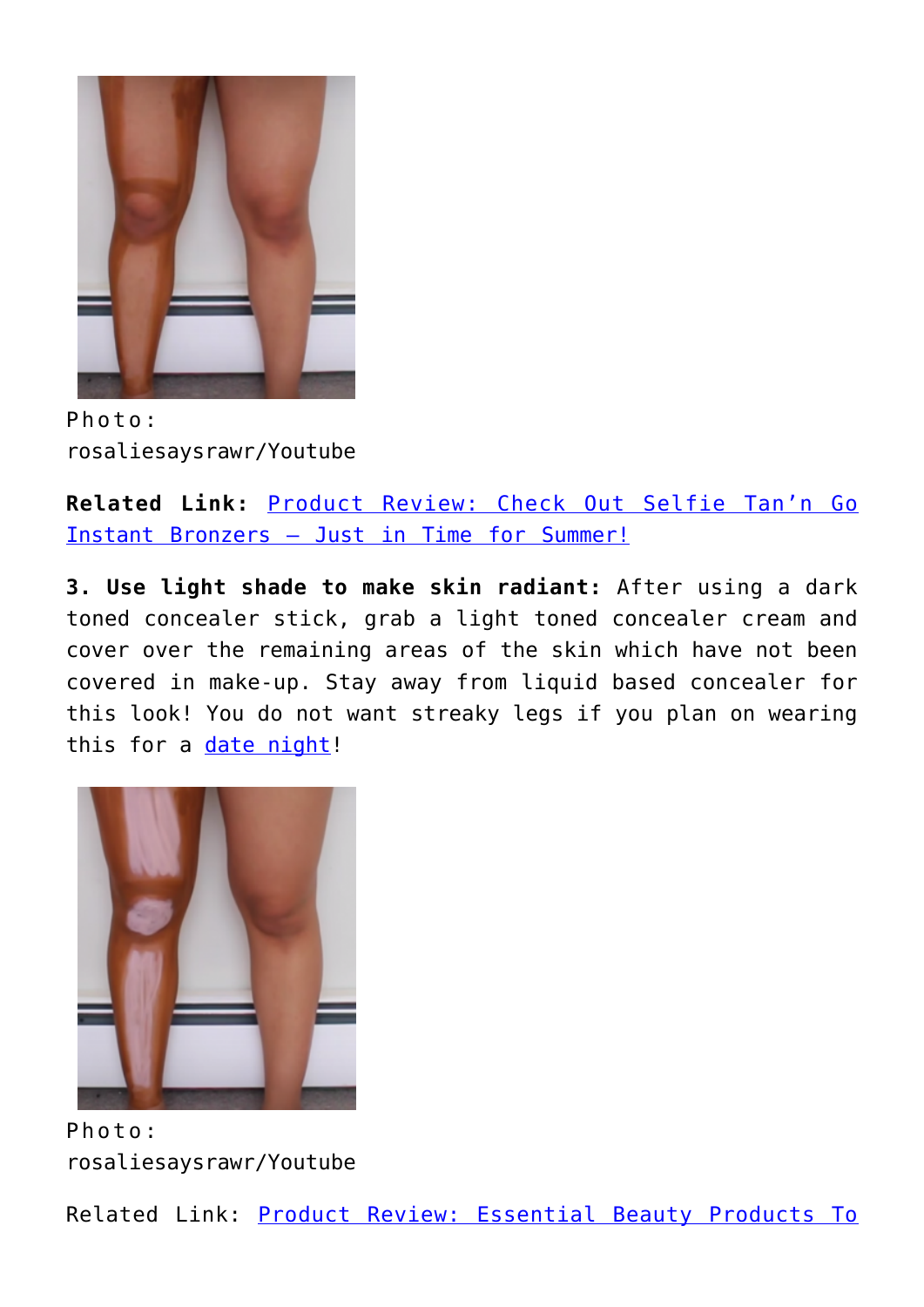Photo: rosaliesaysrawr/Youtube

**Related Link:** Product Review: Check Out Selfie Tan'n Go Instant Bronzers – Just in Time for Summer!

**3. Use light shade to make skin radiant:** After using a dark toned concealer stick, grab a light toned concealer cream and cover over the remaining areas of the skin which have not been covered in make-up. Stay away from liquid based concealer for this look! You do not want streaky legs if you plan on wearing this for a date night!

Photo: rosaliesaysrawr/Youtube

Related Link: Product Review: Essential Beauty Products To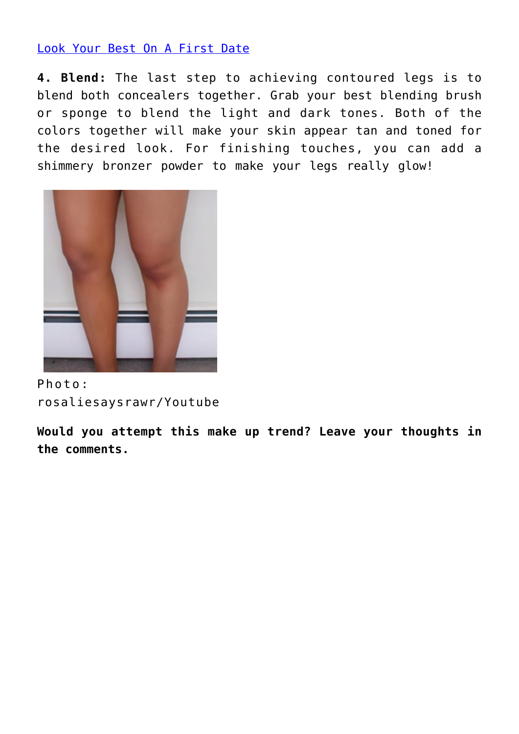[Look Your Best On A First Date]

**4. Blend:** The last step to achieving contoured legs is to blend both concealers together. Grab your best blending brush or sponge to blend the light and dark tones. Both of the colors together will make your skin appear tan and toned for the desired look. For finishing touches, you can add a shimmery bronzer powder to make your legs really glow!

Photo: rosaliesaysrawr/Youtube

**Would you attempt this make up trend? Leave your thoughts in the comments.**